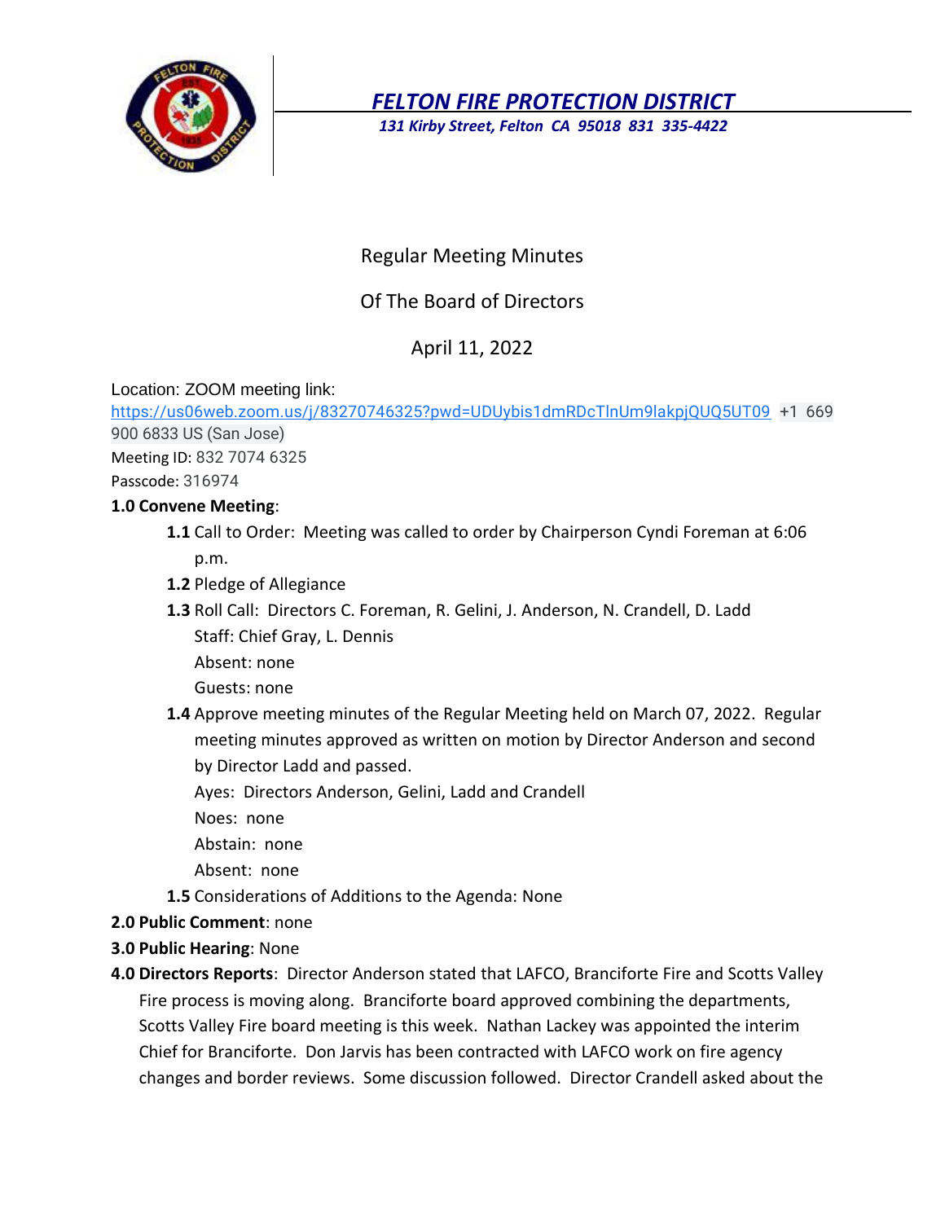# *FELTON FIRE PROTECTION DISTRICT*

*131 Kirby Street, Felton CA 95018 831 335-4422*

Regular Meeting Minutes

Of The Board of Directors

April 11, 2022

Location: ZOOM meeting link:
https://us06web.zoom.us/j/83270746325?pwd=UDUybis1dmRDcTlnUm9lakpjQUQ5UT09 +1 669 900 6833 US (San Jose)
Meeting ID: 832 7074 6325
Passcode: 316974

**1.0 Convene Meeting**:

- **1.1** Call to Order: Meeting was called to order by Chairperson Cyndi Foreman at 6:06 p.m.
- **1.2** Pledge of Allegiance
- **1.3** Roll Call: Directors C. Foreman, R. Gelini, J. Anderson, N. Crandell, D. Ladd
  Staff: Chief Gray, L. Dennis
  Absent: none
  Guests: none
- **1.4** Approve meeting minutes of the Regular Meeting held on March 07, 2022. Regular meeting minutes approved as written on motion by Director Anderson and second by Director Ladd and passed.
  Ayes: Directors Anderson, Gelini, Ladd and Crandell
  Noes: none
  Abstain: none
  Absent: none
- **1.5** Considerations of Additions to the Agenda: None

**2.0 Public Comment**: none

**3.0 Public Hearing**: None

**4.0 Directors Reports**: Director Anderson stated that LAFCO, Branciforte Fire and Scotts Valley Fire process is moving along. Branciforte board approved combining the departments, Scotts Valley Fire board meeting is this week. Nathan Lackey was appointed the interim Chief for Branciforte. Don Jarvis has been contracted with LAFCO work on fire agency changes and border reviews. Some discussion followed. Director Crandell asked about the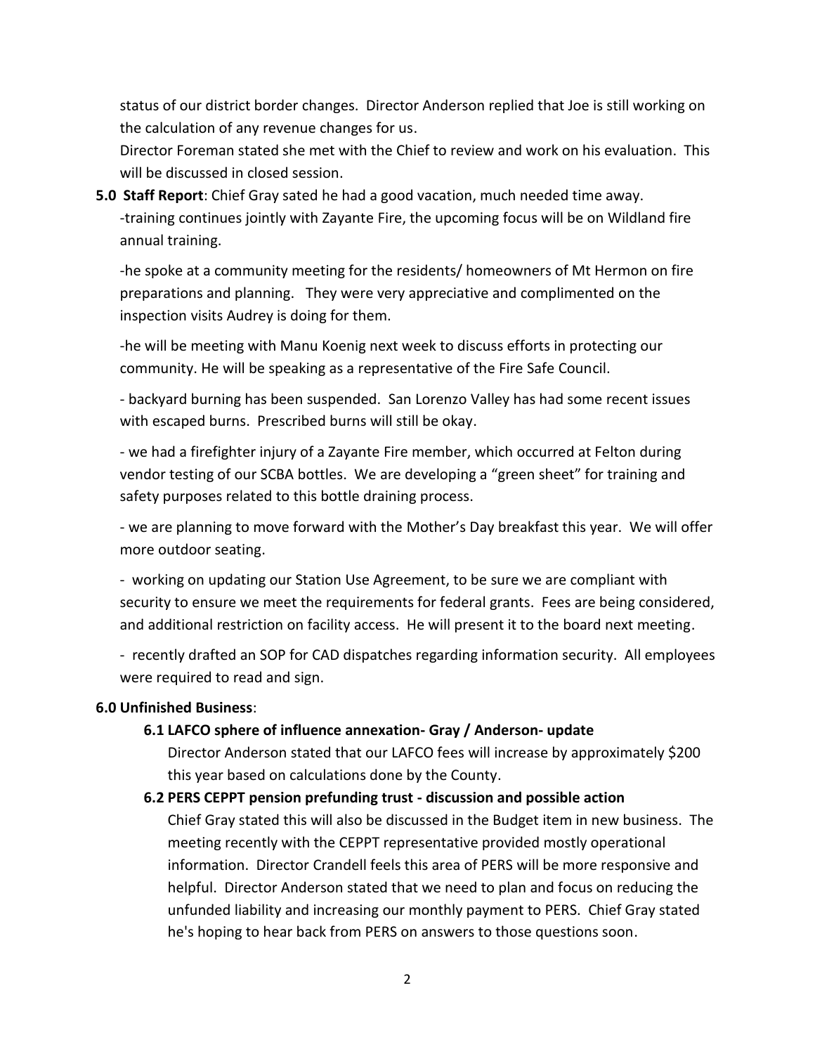status of our district border changes. Director Anderson replied that Joe is still working on the calculation of any revenue changes for us.

Director Foreman stated she met with the Chief to review and work on his evaluation. This will be discussed in closed session.

**5.0 Staff Report**: Chief Gray sated he had a good vacation, much needed time away.

-training continues jointly with Zayante Fire, the upcoming focus will be on Wildland fire annual training.

-he spoke at a community meeting for the residents/ homeowners of Mt Hermon on fire preparations and planning. They were very appreciative and complimented on the inspection visits Audrey is doing for them.

-he will be meeting with Manu Koenig next week to discuss efforts in protecting our community. He will be speaking as a representative of the Fire Safe Council.

- backyard burning has been suspended. San Lorenzo Valley has had some recent issues with escaped burns. Prescribed burns will still be okay.

- we had a firefighter injury of a Zayante Fire member, which occurred at Felton during vendor testing of our SCBA bottles. We are developing a "green sheet" for training and safety purposes related to this bottle draining process.

- we are planning to move forward with the Mother's Day breakfast this year. We will offer more outdoor seating.

- working on updating our Station Use Agreement, to be sure we are compliant with security to ensure we meet the requirements for federal grants. Fees are being considered, and additional restriction on facility access. He will present it to the board next meeting.

- recently drafted an SOP for CAD dispatches regarding information security. All employees were required to read and sign.

**6.0 Unfinished Business**:

**6.1 LAFCO sphere of influence annexation- Gray / Anderson- update**

Director Anderson stated that our LAFCO fees will increase by approximately $200 this year based on calculations done by the County.

**6.2 PERS CEPPT pension prefunding trust - discussion and possible action**

Chief Gray stated this will also be discussed in the Budget item in new business. The meeting recently with the CEPPT representative provided mostly operational information. Director Crandell feels this area of PERS will be more responsive and helpful. Director Anderson stated that we need to plan and focus on reducing the unfunded liability and increasing our monthly payment to PERS. Chief Gray stated he's hoping to hear back from PERS on answers to those questions soon.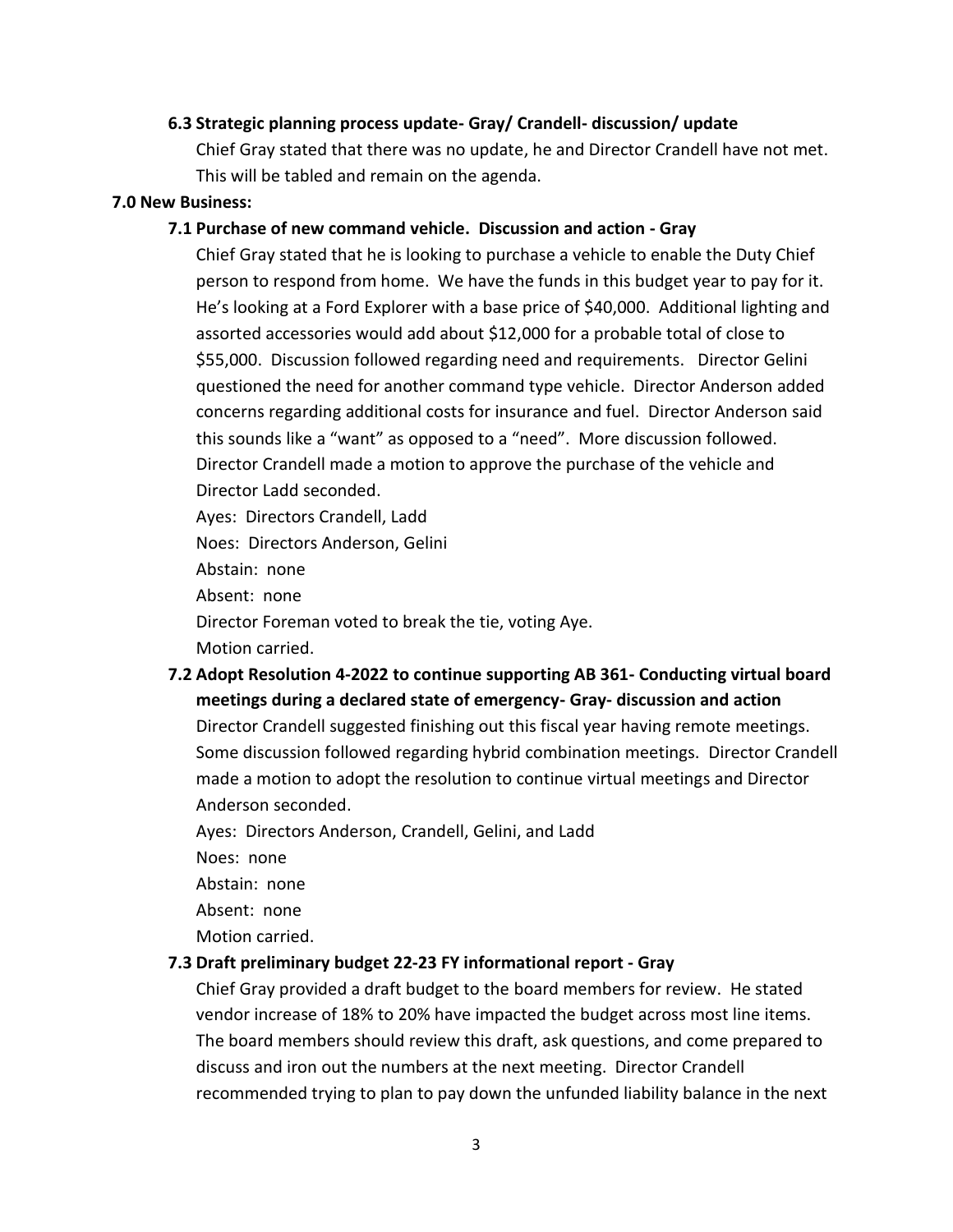**6.3 Strategic planning process update- Gray/ Crandell- discussion/ update**

Chief Gray stated that there was no update, he and Director Crandell have not met. This will be tabled and remain on the agenda.

**7.0 New Business:**

**7.1 Purchase of new command vehicle. Discussion and action - Gray**

Chief Gray stated that he is looking to purchase a vehicle to enable the Duty Chief person to respond from home. We have the funds in this budget year to pay for it. He's looking at a Ford Explorer with a base price of $40,000. Additional lighting and assorted accessories would add about $12,000 for a probable total of close to $55,000. Discussion followed regarding need and requirements. Director Gelini questioned the need for another command type vehicle. Director Anderson added concerns regarding additional costs for insurance and fuel. Director Anderson said this sounds like a "want" as opposed to a "need". More discussion followed. Director Crandell made a motion to approve the purchase of the vehicle and Director Ladd seconded.

Ayes: Directors Crandell, Ladd

Noes: Directors Anderson, Gelini

Abstain: none

Absent: none

Director Foreman voted to break the tie, voting Aye.

Motion carried.

**7.2 Adopt Resolution 4-2022 to continue supporting AB 361- Conducting virtual board meetings during a declared state of emergency- Gray- discussion and action**

Director Crandell suggested finishing out this fiscal year having remote meetings. Some discussion followed regarding hybrid combination meetings. Director Crandell made a motion to adopt the resolution to continue virtual meetings and Director Anderson seconded.

Ayes: Directors Anderson, Crandell, Gelini, and Ladd

Noes: none

Abstain: none

Absent: none

Motion carried.

**7.3 Draft preliminary budget 22-23 FY informational report - Gray**

Chief Gray provided a draft budget to the board members for review. He stated vendor increase of 18% to 20% have impacted the budget across most line items. The board members should review this draft, ask questions, and come prepared to discuss and iron out the numbers at the next meeting. Director Crandell recommended trying to plan to pay down the unfunded liability balance in the next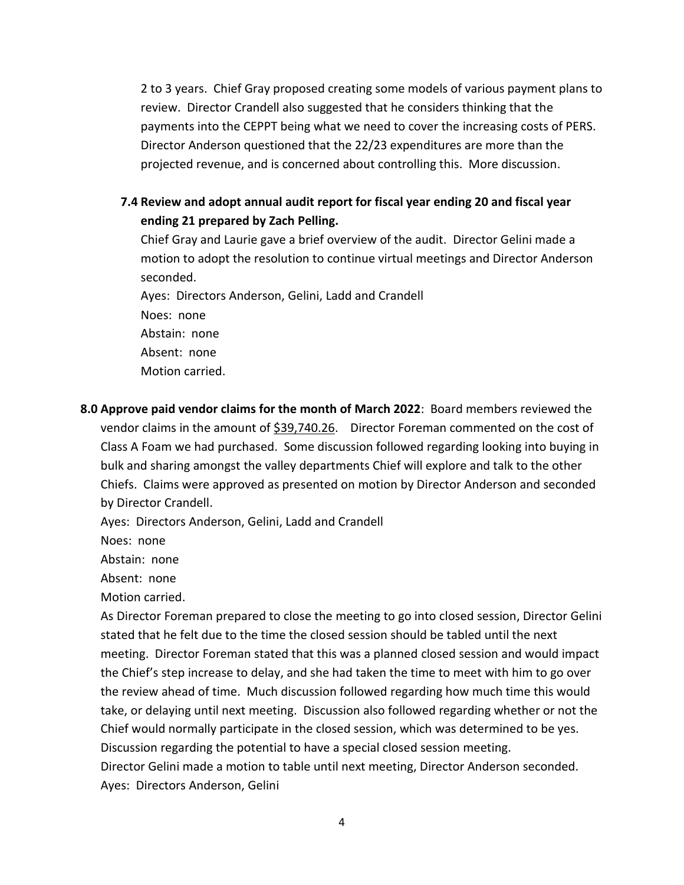2 to 3 years. Chief Gray proposed creating some models of various payment plans to review. Director Crandell also suggested that he considers thinking that the payments into the CEPPT being what we need to cover the increasing costs of PERS. Director Anderson questioned that the 22/23 expenditures are more than the projected revenue, and is concerned about controlling this. More discussion.

**7.4 Review and adopt annual audit report for fiscal year ending 20 and fiscal year ending 21 prepared by Zach Pelling.**

Chief Gray and Laurie gave a brief overview of the audit. Director Gelini made a motion to adopt the resolution to continue virtual meetings and Director Anderson seconded.

Ayes: Directors Anderson, Gelini, Ladd and Crandell
Noes: none
Abstain: none
Absent: none
Motion carried.

**8.0 Approve paid vendor claims for the month of March 2022**: Board members reviewed the vendor claims in the amount of $39,740.26. Director Foreman commented on the cost of Class A Foam we had purchased. Some discussion followed regarding looking into buying in bulk and sharing amongst the valley departments Chief will explore and talk to the other Chiefs. Claims were approved as presented on motion by Director Anderson and seconded by Director Crandell.

Ayes: Directors Anderson, Gelini, Ladd and Crandell
Noes: none
Abstain: none
Absent: none
Motion carried.

As Director Foreman prepared to close the meeting to go into closed session, Director Gelini stated that he felt due to the time the closed session should be tabled until the next meeting. Director Foreman stated that this was a planned closed session and would impact the Chief's step increase to delay, and she had taken the time to meet with him to go over the review ahead of time. Much discussion followed regarding how much time this would take, or delaying until next meeting. Discussion also followed regarding whether or not the Chief would normally participate in the closed session, which was determined to be yes. Discussion regarding the potential to have a special closed session meeting.

Director Gelini made a motion to table until next meeting, Director Anderson seconded.

Ayes: Directors Anderson, Gelini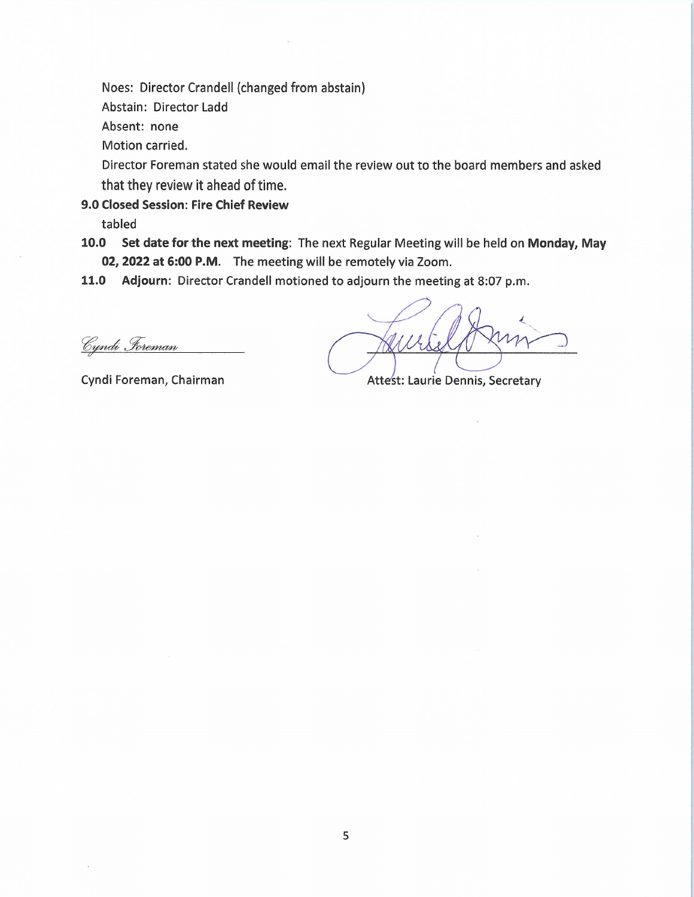Noes: Director Crandell (changed from abstain)

Abstain: Director Ladd

Absent: none

Motion carried.

Director Foreman stated she would email the review out to the board members and asked that they review it ahead of time.

**9.0 Closed Session: Fire Chief Review**

tabled

**10.0 Set date for the next meeting**: The next Regular Meeting will be held on **Monday, May 02, 2022 at 6:00 P.M.** The meeting will be remotely via Zoom.

**11.0 Adjourn:** Director Crandell motioned to adjourn the meeting at 8:07 p.m.

*Cyndi Foreman*

Cyndi Foreman, Chairman

Attest: Laurie Dennis, Secretary